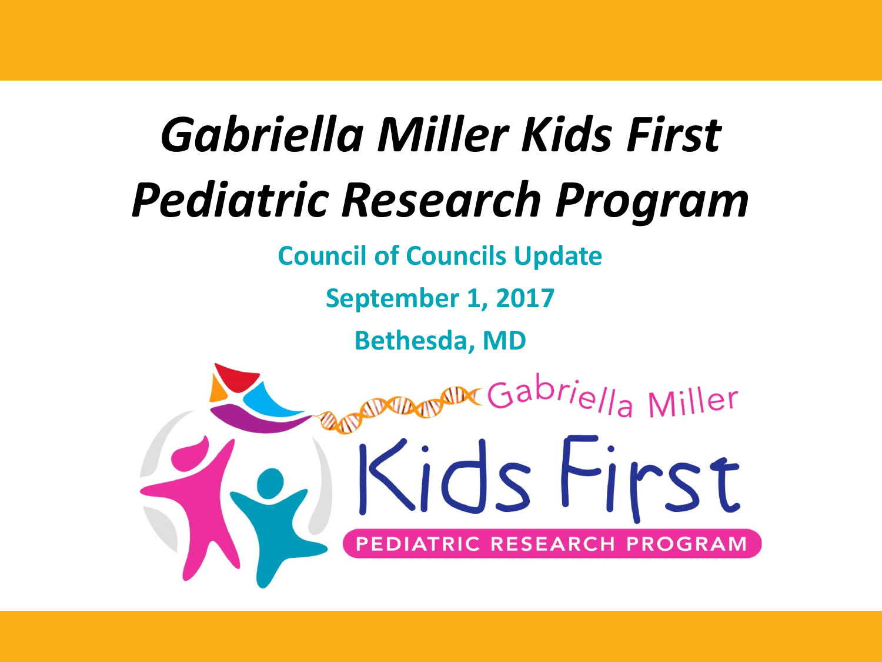# *Gabriella Miller Kids First Pediatric Research Program*

**Council of Councils Update**

**September 1, 2017**

**Bethesda, MD**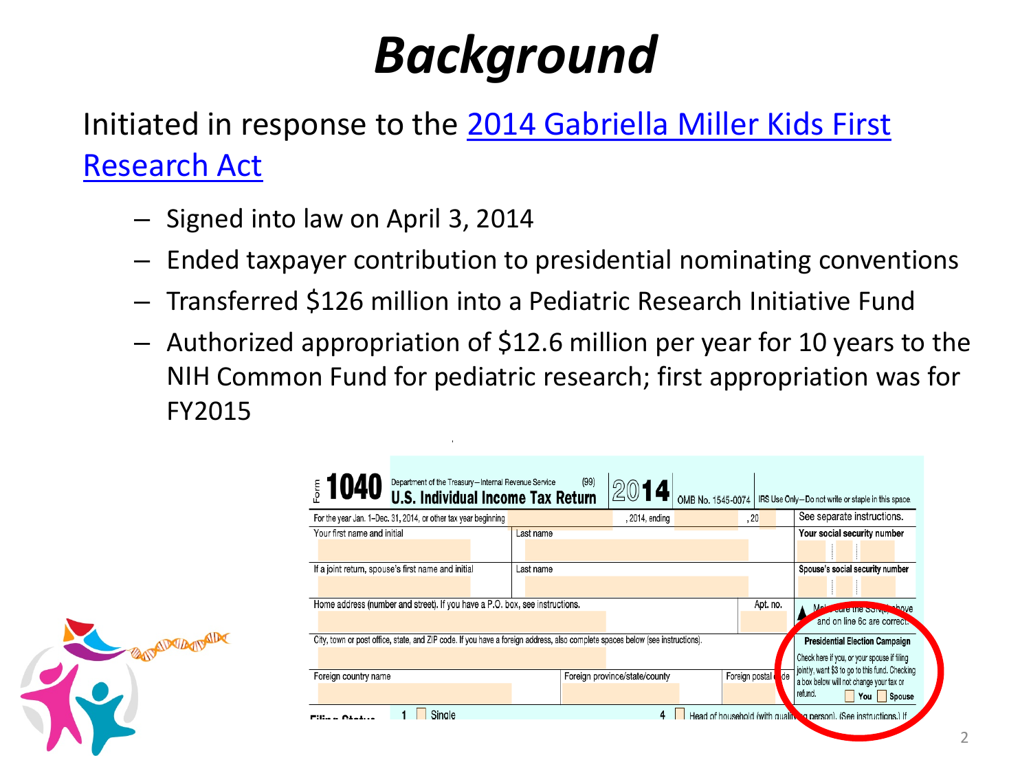# Background

Initiated in response to the 2014 Gabriella Miller Kids First Research Act

- Signed into law on April 3, 2014
- Ended taxpayer contribution to presidential nominating conventions
- Transferred $126 million into a Pediatric Research Initiative Fund
- Authorized appropriation of $12.6 million per year for 10 years to the NIH Common Fund for pediatric research; first appropriation was for FY2015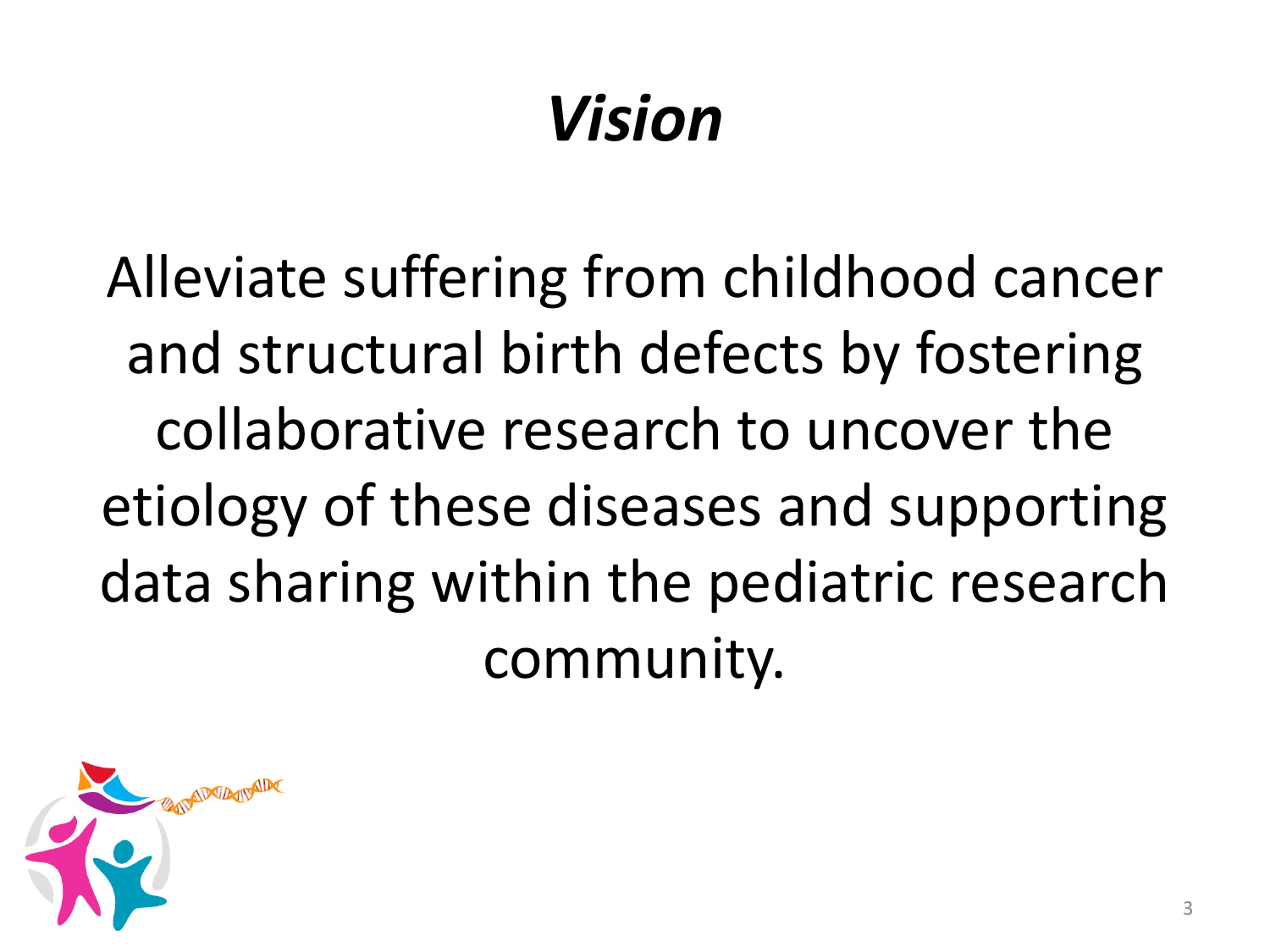# *Vision*

Alleviate suffering from childhood cancer and structural birth defects by fostering collaborative research to uncover the etiology of these diseases and supporting data sharing within the pediatric research community.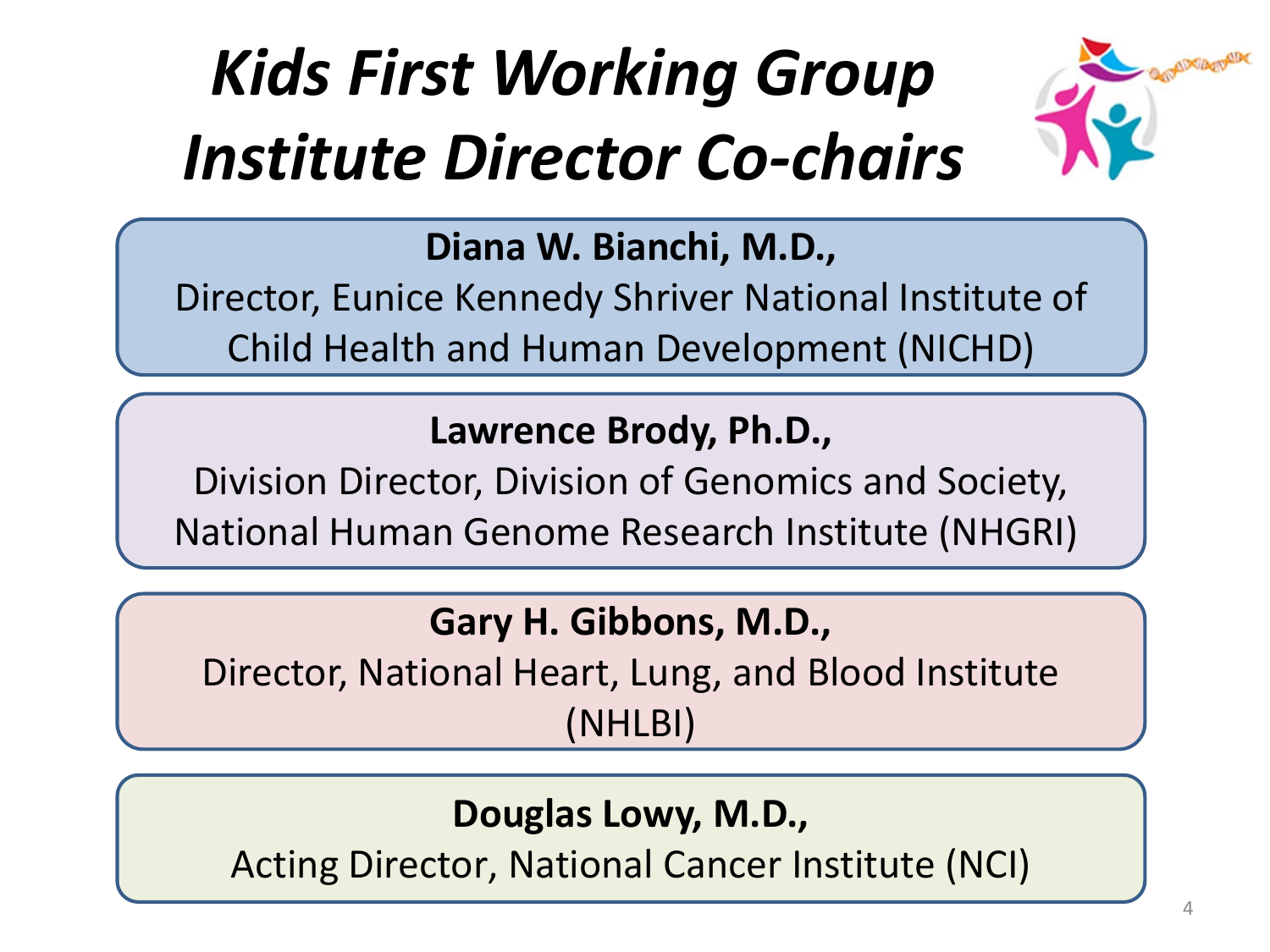# *Kids First Working Group Institute Director Co-chairs*

**Diana W. Bianchi, M.D.,**
Director, Eunice Kennedy Shriver National Institute of Child Health and Human Development (NICHD)

**Lawrence Brody, Ph.D.,**
Division Director, Division of Genomics and Society, National Human Genome Research Institute (NHGRI)

**Gary H. Gibbons, M.D.,**
Director, National Heart, Lung, and Blood Institute (NHLBI)

**Douglas Lowy, M.D.,**
Acting Director, National Cancer Institute (NCI)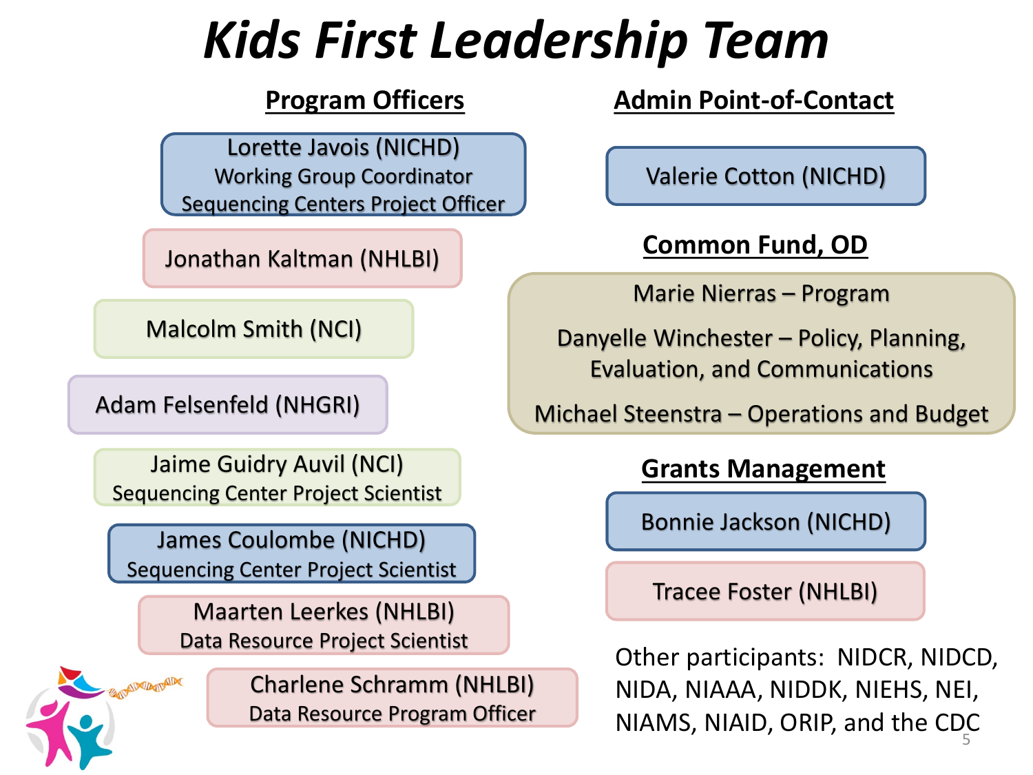# *Kids First Leadership Team*

## Program Officers

- **Lorette Javois (NICHD)**
  Working Group Coordinator
  Sequencing Centers Project Officer
- **Jonathan Kaltman (NHLBI)**
- **Malcolm Smith (NCI)**
- **Adam Felsenfeld (NHGRI)**
- **Jaime Guidry Auvil (NCI)**
  Sequencing Center Project Scientist
- **James Coulombe (NICHD)**
  Sequencing Center Project Scientist
- **Maarten Leerkes (NHLBI)**
  Data Resource Project Scientist
- **Charlene Schramm (NHLBI)**
  Data Resource Program Officer

## Admin Point-of-Contact

- Valerie Cotton (NICHD)

## Common Fund, OD

- Marie Nierras – Program
- Danyelle Winchester – Policy, Planning, Evaluation, and Communications
- Michael Steenstra – Operations and Budget

## Grants Management

- Bonnie Jackson (NICHD)
- Tracee Foster (NHLBI)

Other participants: NIDCR, NIDCD, NIDA, NIAAA, NIDDK, NIEHS, NEI, NIAMS, NIAID, ORIP, and the CDC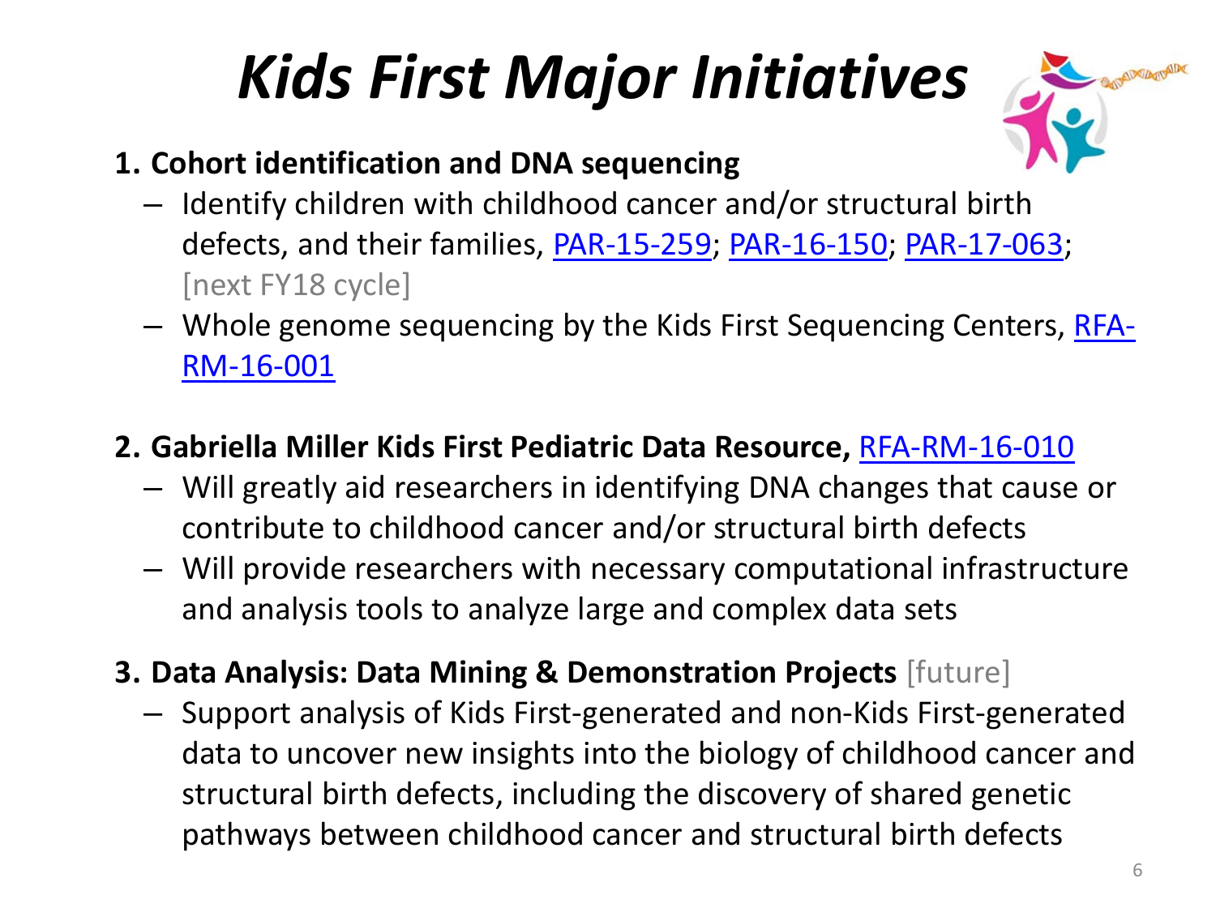# *Kids First Major Initiatives*

1. **Cohort identification and DNA sequencing**
   - Identify children with childhood cancer and/or structural birth defects, and their families, PAR-15-259; PAR-16-150; PAR-17-063; [next FY18 cycle]
   - Whole genome sequencing by the Kids First Sequencing Centers, RFA-RM-16-001

2. **Gabriella Miller Kids First Pediatric Data Resource,** RFA-RM-16-010
   - Will greatly aid researchers in identifying DNA changes that cause or contribute to childhood cancer and/or structural birth defects
   - Will provide researchers with necessary computational infrastructure and analysis tools to analyze large and complex data sets

3. **Data Analysis: Data Mining & Demonstration Projects** [future]
   - Support analysis of Kids First-generated and non-Kids First-generated data to uncover new insights into the biology of childhood cancer and structural birth defects, including the discovery of shared genetic pathways between childhood cancer and structural birth defects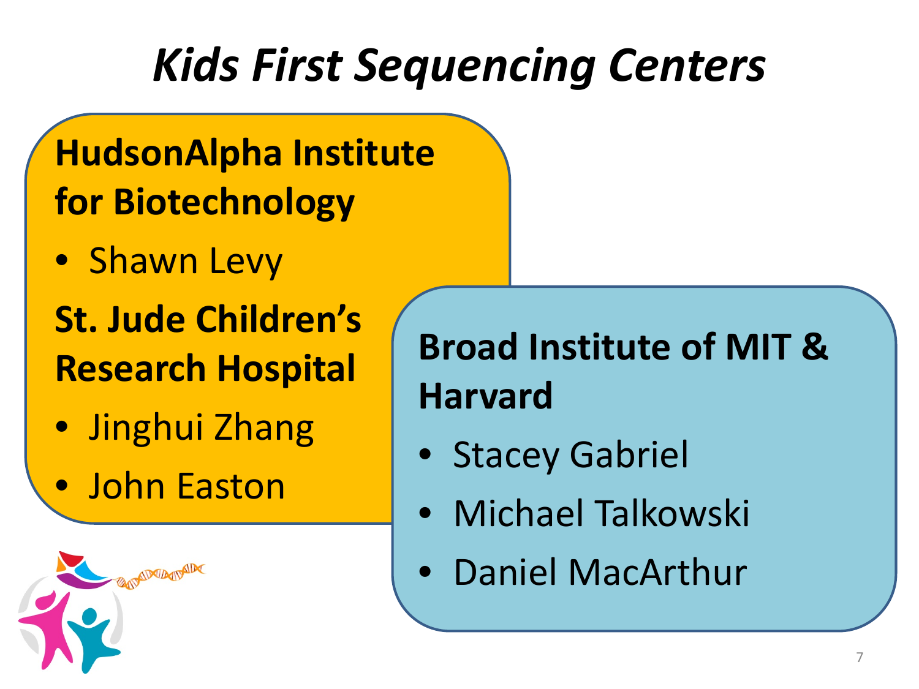# *Kids First Sequencing Centers*

**HudsonAlpha Institute for Biotechnology**

- Shawn Levy

**St. Jude Children's Research Hospital**

- Jinghui Zhang
- John Easton

**Broad Institute of MIT & Harvard**

- Stacey Gabriel
- Michael Talkowski
- Daniel MacArthur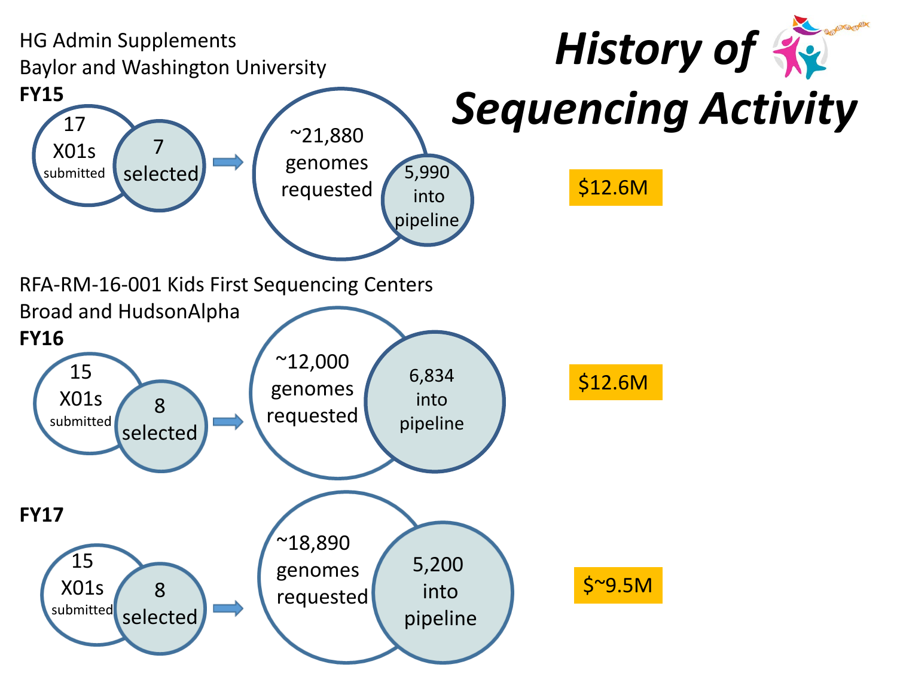# *History of Sequencing Activity*

HG Admin Supplements
Baylor and Washington University

**FY15**

17 X01s submitted → 7 selected → ~21,880 genomes requested → 5,990 into pipeline

$12.6M

RFA-RM-16-001 Kids First Sequencing Centers
Broad and HudsonAlpha

**FY16**

15 X01s submitted → 8 selected → ~12,000 genomes requested → 6,834 into pipeline

$12.6M

**FY17**

15 X01s submitted → 8 selected → ~18,890 genomes requested → 5,200 into pipeline

$~9.5M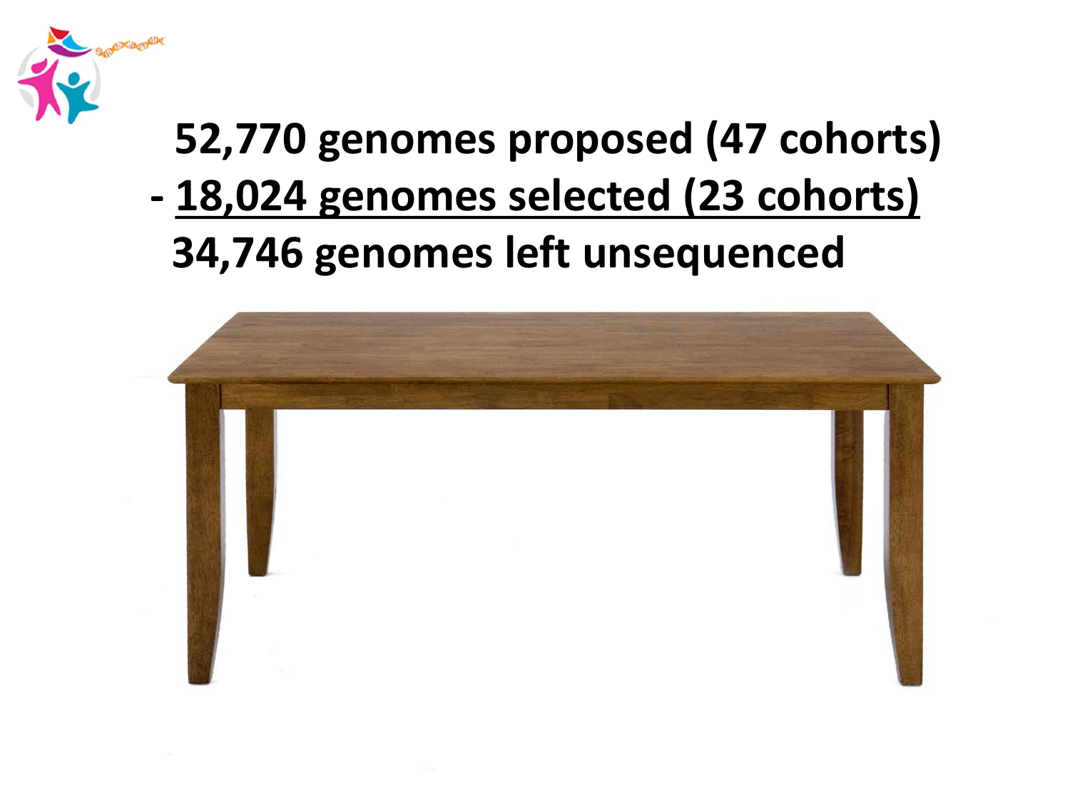**52,770 genomes proposed (47 cohorts)**

**- <u>18,024 genomes selected (23 cohorts)</u>**

**34,746 genomes left unsequenced**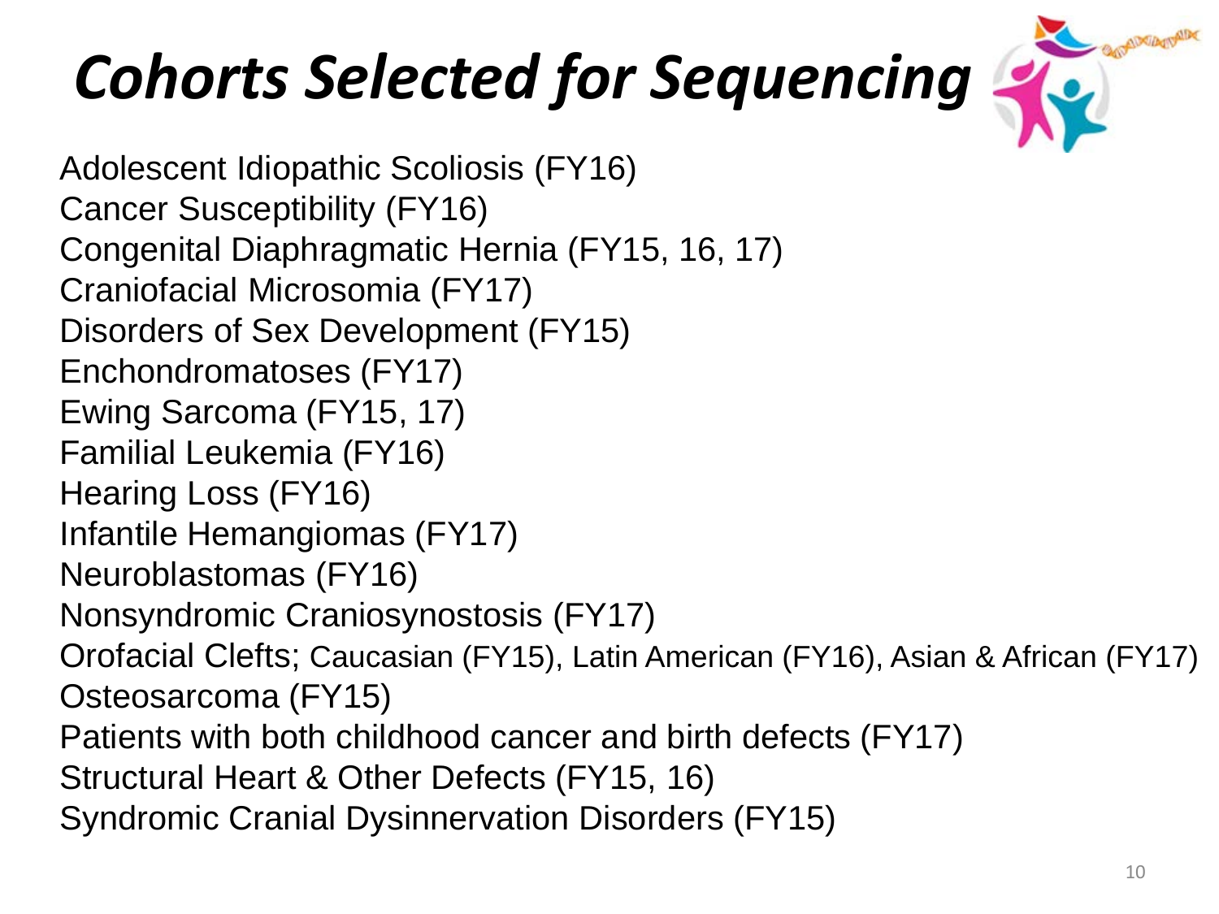# *Cohorts Selected for Sequencing*

Adolescent Idiopathic Scoliosis (FY16)
Cancer Susceptibility (FY16)
Congenital Diaphragmatic Hernia (FY15, 16, 17)
Craniofacial Microsomia (FY17)
Disorders of Sex Development (FY15)
Enchondromatoses (FY17)
Ewing Sarcoma (FY15, 17)
Familial Leukemia (FY16)
Hearing Loss (FY16)
Infantile Hemangiomas (FY17)
Neuroblastomas (FY16)
Nonsyndromic Craniosynostosis (FY17)
Orofacial Clefts; Caucasian (FY15), Latin American (FY16), Asian & African (FY17)
Osteosarcoma (FY15)
Patients with both childhood cancer and birth defects (FY17)
Structural Heart & Other Defects (FY15, 16)
Syndromic Cranial Dysinnervation Disorders (FY15)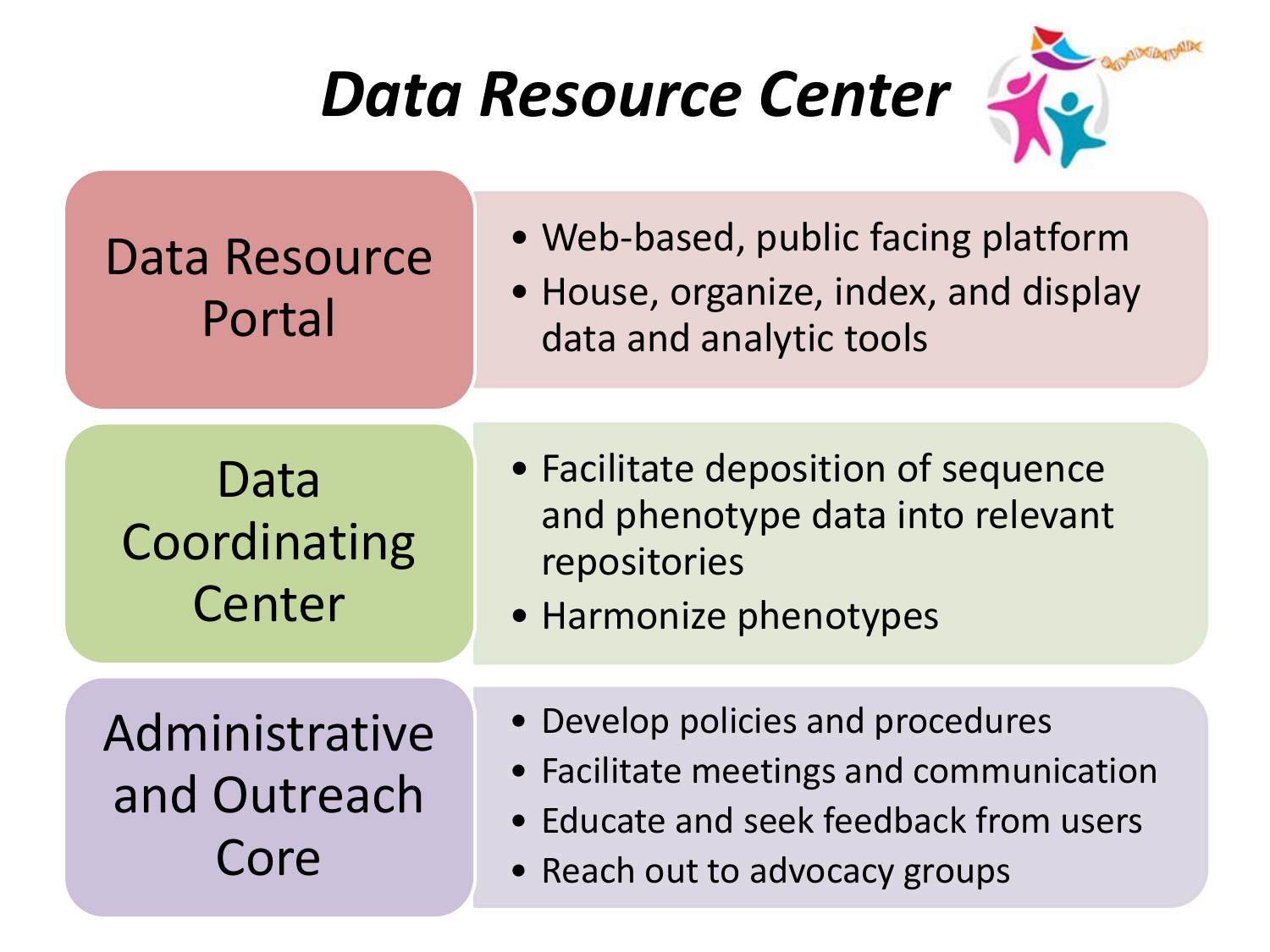# *Data Resource Center*

| | |
| --- | --- |
| Data Resource Portal | • Web-based, public facing platform<br>• House, organize, index, and display data and analytic tools |
| Data Coordinating Center | • Facilitate deposition of sequence and phenotype data into relevant repositories<br>• Harmonize phenotypes |
| Administrative and Outreach Core | • Develop policies and procedures<br>• Facilitate meetings and communication<br>• Educate and seek feedback from users<br>• Reach out to advocacy groups |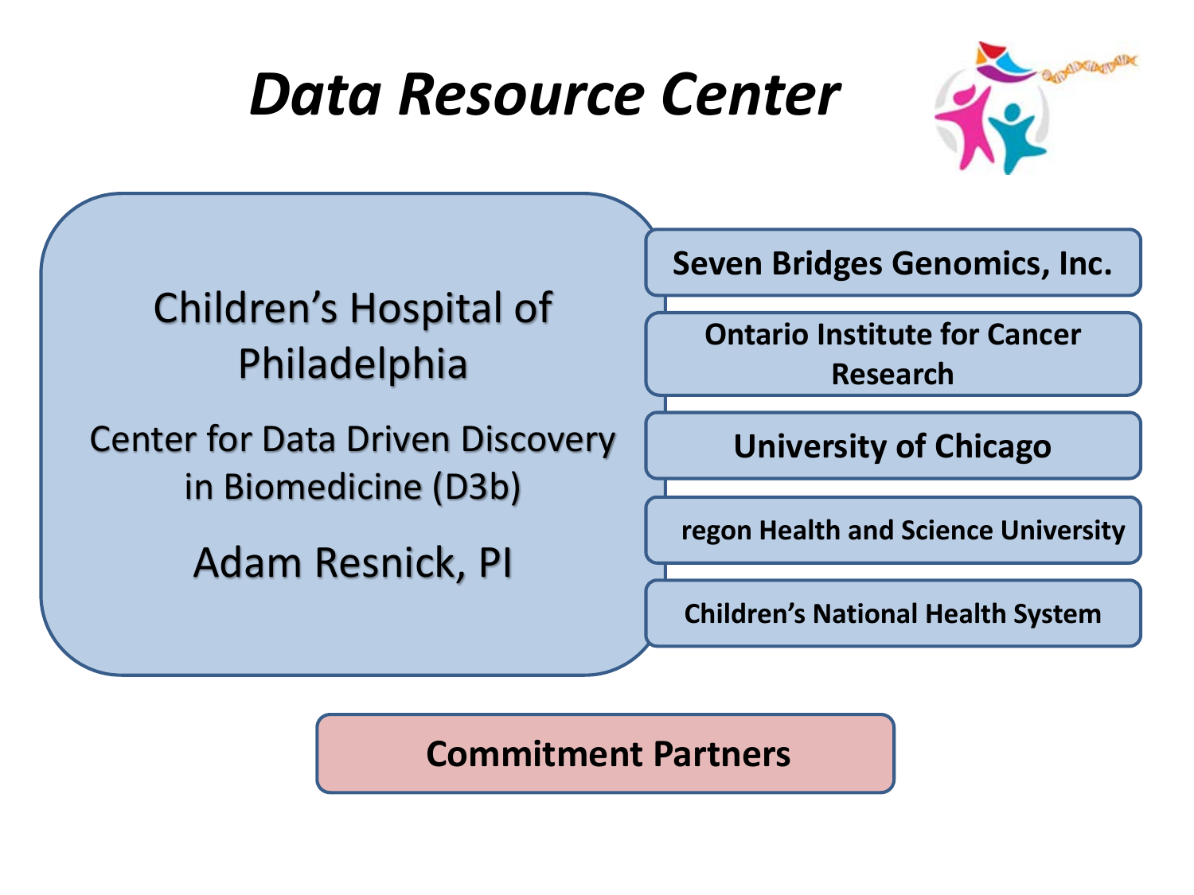# *Data Resource Center*

Children's Hospital of Philadelphia

Center for Data Driven Discovery in Biomedicine (D3b)

Adam Resnick, PI

- **Seven Bridges Genomics, Inc.**
- **Ontario Institute for Cancer Research**
- **University of Chicago**
- **regon Health and Science University**
- **Children's National Health System**

**Commitment Partners**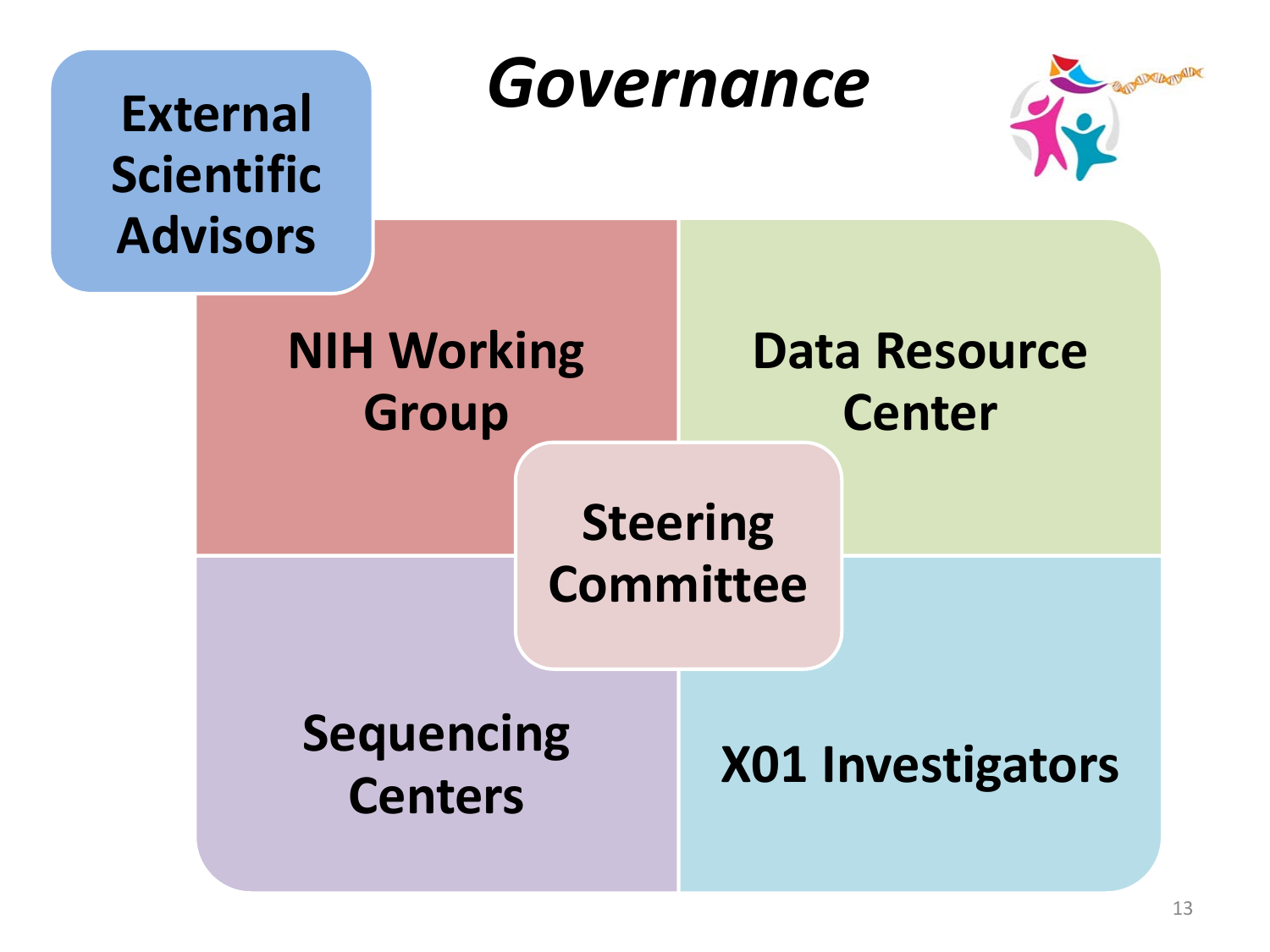# *Governance*

- External Scientific Advisors
- NIH Working Group
- Data Resource Center
- Steering Committee
- Sequencing Centers
- X01 Investigators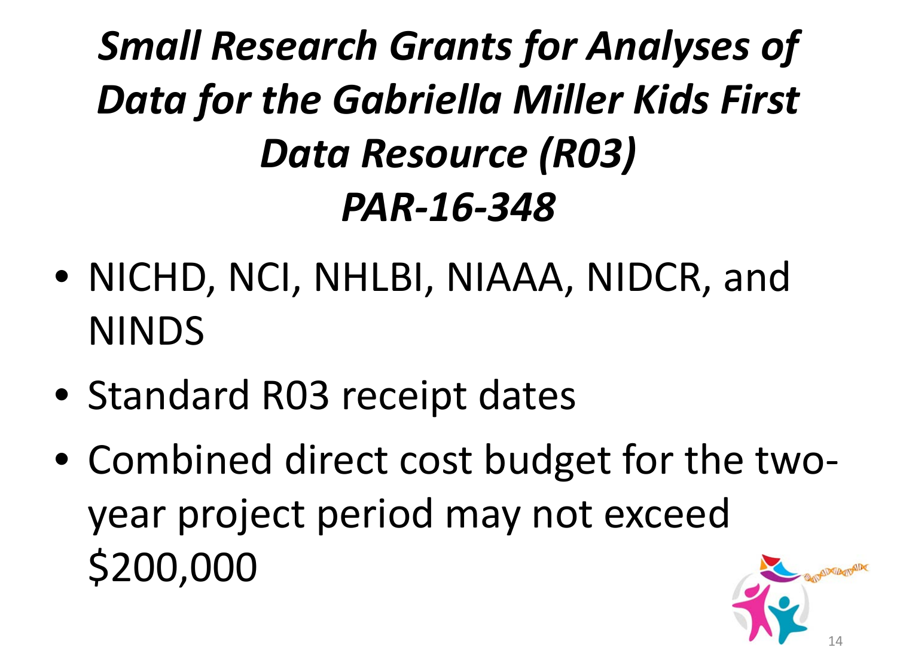# *Small Research Grants for Analyses of Data for the Gabriella Miller Kids First Data Resource (R03) PAR-16-348*

- NICHD, NCI, NHLBI, NIAAA, NIDCR, and NINDS
- Standard R03 receipt dates
- Combined direct cost budget for the two-year project period may not exceed $200,000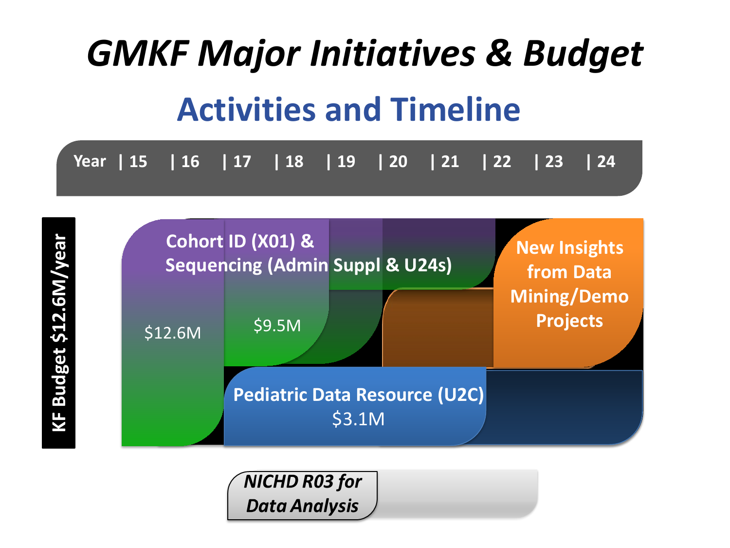# *GMKF Major Initiatives & Budget*

## Activities and Timeline

Year | 15 | 16 | 17 | 18 | 19 | 20 | 21 | 22 | 23 | 24

KF Budget $12.6M/year

Cohort ID (X01) & Sequencing (Admin Suppl & U24s)

$12.6M

$9.5M

New Insights from Data Mining/Demo Projects

Pediatric Data Resource (U2C)

$3.1M

*NICHD R03 for Data Analysis*